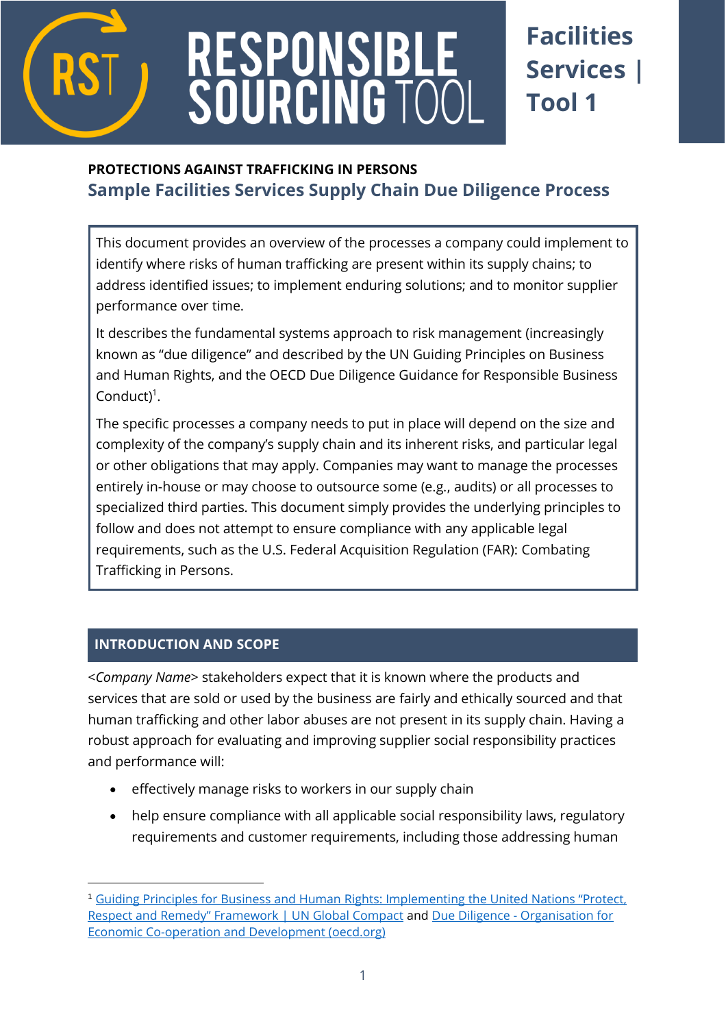# RESPONSIBLE SOURCING TOOL

**Facilities Services | Tool 1**

**PROTECTIONS AGAINST TRAFFICKING IN PERSONS**

## Sample Facilities Services Supply Chain Due Diligence Process

This document provides an overview of the processes a company could implement to identify where risks of human trafficking are present within its supply chains; to address identified issues; to implement enduring solutions; and to monitor supplier performance over time.

It describes the fundamental systems approach to risk management (increasingly known as "due diligence" and described by the UN Guiding Principles on Business and Human Rights, and the OECD Due Diligence Guidance for Responsible Business Conduct)[1].

The specific processes a company needs to put in place will depend on the size and complexity of the company's supply chain and its inherent risks, and particular legal or other obligations that may apply. Companies may want to manage the processes entirely in-house or may choose to outsource some (e.g., audits) or all processes to specialized third parties. This document simply provides the underlying principles to follow and does not attempt to ensure compliance with any applicable legal requirements, such as the U.S. Federal Acquisition Regulation (FAR): Combating Trafficking in Persons.

## INTRODUCTION AND SCOPE

<*Company Name*> stakeholders expect that it is known where the products and services that are sold or used by the business are fairly and ethically sourced and that human trafficking and other labor abuses are not present in its supply chain. Having a robust approach for evaluating and improving supplier social responsibility practices and performance will:

- effectively manage risks to workers in our supply chain
- help ensure compliance with all applicable social responsibility laws, regulatory requirements and customer requirements, including those addressing human

[1] Guiding Principles for Business and Human Rights: Implementing the United Nations "Protect, Respect and Remedy" Framework | UN Global Compact and Due Diligence - Organisation for Economic Co-operation and Development (oecd.org)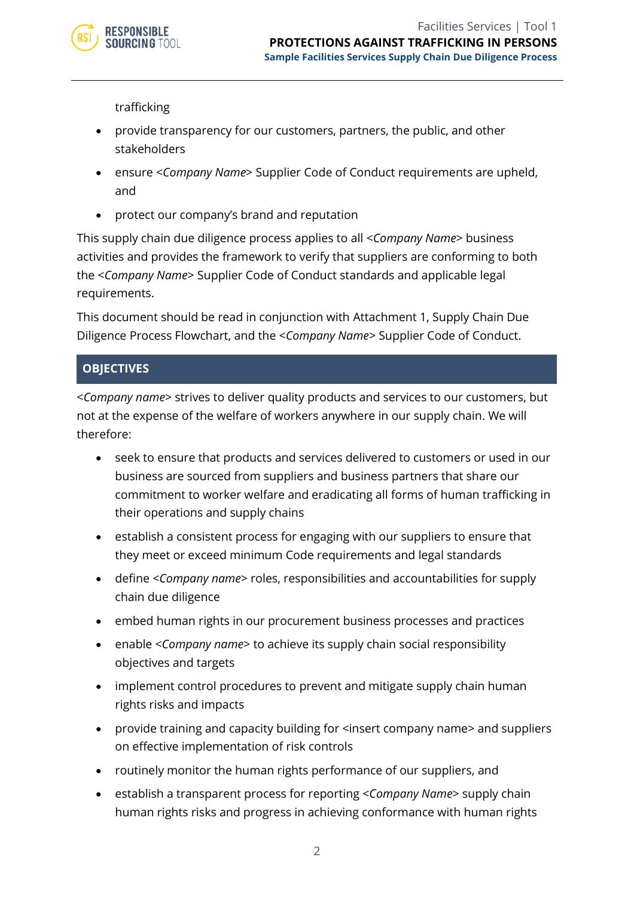trafficking

- provide transparency for our customers, partners, the public, and other stakeholders
- ensure <*Company Name*> Supplier Code of Conduct requirements are upheld, and
- protect our company's brand and reputation

This supply chain due diligence process applies to all <*Company Name*> business activities and provides the framework to verify that suppliers are conforming to both the <*Company Name*> Supplier Code of Conduct standards and applicable legal requirements.

This document should be read in conjunction with Attachment 1, Supply Chain Due Diligence Process Flowchart, and the <*Company Name*> Supplier Code of Conduct.

## OBJECTIVES

<*Company name*> strives to deliver quality products and services to our customers, but not at the expense of the welfare of workers anywhere in our supply chain. We will therefore:

- seek to ensure that products and services delivered to customers or used in our business are sourced from suppliers and business partners that share our commitment to worker welfare and eradicating all forms of human trafficking in their operations and supply chains
- establish a consistent process for engaging with our suppliers to ensure that they meet or exceed minimum Code requirements and legal standards
- define <*Company name*> roles, responsibilities and accountabilities for supply chain due diligence
- embed human rights in our procurement business processes and practices
- enable <*Company name*> to achieve its supply chain social responsibility objectives and targets
- implement control procedures to prevent and mitigate supply chain human rights risks and impacts
- provide training and capacity building for <insert company name> and suppliers on effective implementation of risk controls
- routinely monitor the human rights performance of our suppliers, and
- establish a transparent process for reporting <*Company Name*> supply chain human rights risks and progress in achieving conformance with human rights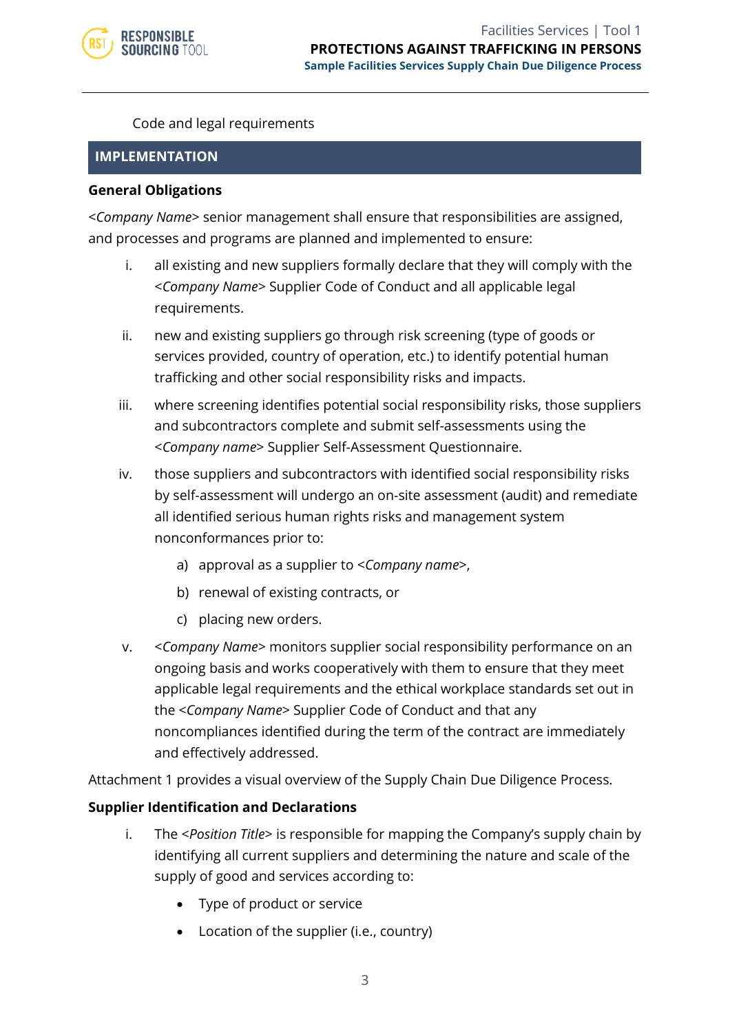Code and legal requirements

## IMPLEMENTATION

**General Obligations**

<*Company Name*> senior management shall ensure that responsibilities are assigned, and processes and programs are planned and implemented to ensure:

i. all existing and new suppliers formally declare that they will comply with the <*Company Name*> Supplier Code of Conduct and all applicable legal requirements.

ii. new and existing suppliers go through risk screening (type of goods or services provided, country of operation, etc.) to identify potential human trafficking and other social responsibility risks and impacts.

iii. where screening identifies potential social responsibility risks, those suppliers and subcontractors complete and submit self-assessments using the <*Company name*> Supplier Self-Assessment Questionnaire.

iv. those suppliers and subcontractors with identified social responsibility risks by self-assessment will undergo an on-site assessment (audit) and remediate all identified serious human rights risks and management system nonconformances prior to:

   a) approval as a supplier to <*Company name*>,

   b) renewal of existing contracts, or

   c) placing new orders.

v. <*Company Name*> monitors supplier social responsibility performance on an ongoing basis and works cooperatively with them to ensure that they meet applicable legal requirements and the ethical workplace standards set out in the <*Company Name*> Supplier Code of Conduct and that any noncompliances identified during the term of the contract are immediately and effectively addressed.

Attachment 1 provides a visual overview of the Supply Chain Due Diligence Process.

**Supplier Identification and Declarations**

i. The <*Position Title*> is responsible for mapping the Company's supply chain by identifying all current suppliers and determining the nature and scale of the supply of good and services according to:

   - Type of product or service
   - Location of the supplier (i.e., country)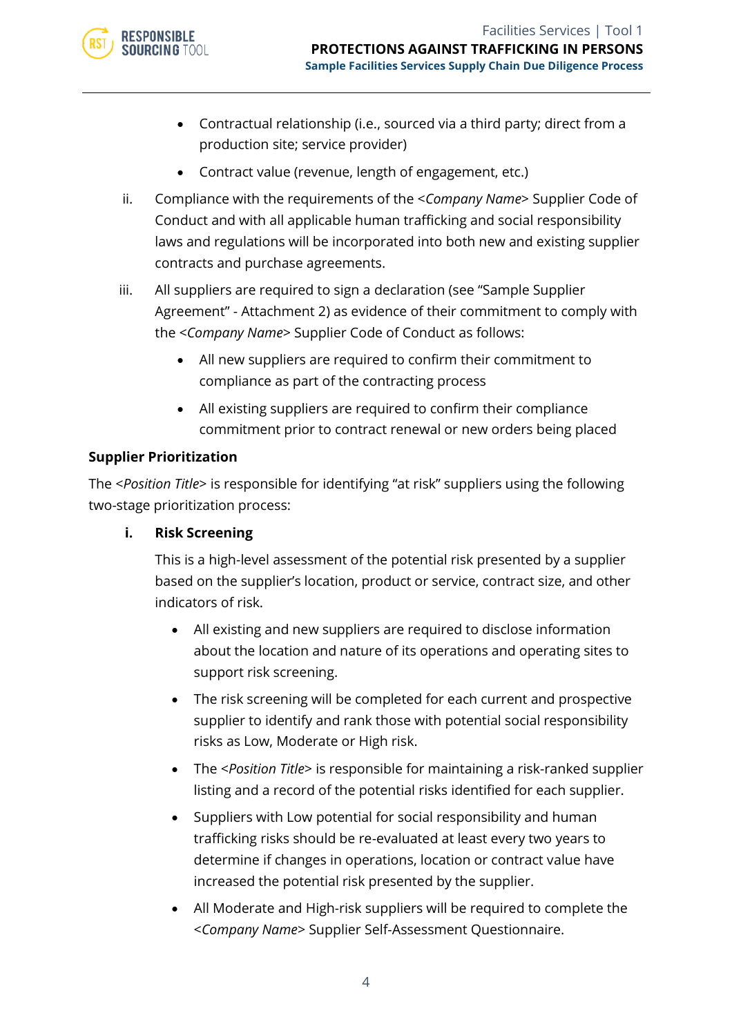- Contractual relationship (i.e., sourced via a third party; direct from a production site; service provider)
- Contract value (revenue, length of engagement, etc.)

ii. Compliance with the requirements of the <*Company Name*> Supplier Code of Conduct and with all applicable human trafficking and social responsibility laws and regulations will be incorporated into both new and existing supplier contracts and purchase agreements.

iii. All suppliers are required to sign a declaration (see "Sample Supplier Agreement" - Attachment 2) as evidence of their commitment to comply with the <*Company Name*> Supplier Code of Conduct as follows:

- All new suppliers are required to confirm their commitment to compliance as part of the contracting process
- All existing suppliers are required to confirm their compliance commitment prior to contract renewal or new orders being placed

**Supplier Prioritization**

The <*Position Title*> is responsible for identifying "at risk" suppliers using the following two-stage prioritization process:

**i. Risk Screening**

This is a high-level assessment of the potential risk presented by a supplier based on the supplier's location, product or service, contract size, and other indicators of risk.

- All existing and new suppliers are required to disclose information about the location and nature of its operations and operating sites to support risk screening.
- The risk screening will be completed for each current and prospective supplier to identify and rank those with potential social responsibility risks as Low, Moderate or High risk.
- The <*Position Title*> is responsible for maintaining a risk-ranked supplier listing and a record of the potential risks identified for each supplier.
- Suppliers with Low potential for social responsibility and human trafficking risks should be re-evaluated at least every two years to determine if changes in operations, location or contract value have increased the potential risk presented by the supplier.
- All Moderate and High-risk suppliers will be required to complete the <*Company Name*> Supplier Self-Assessment Questionnaire.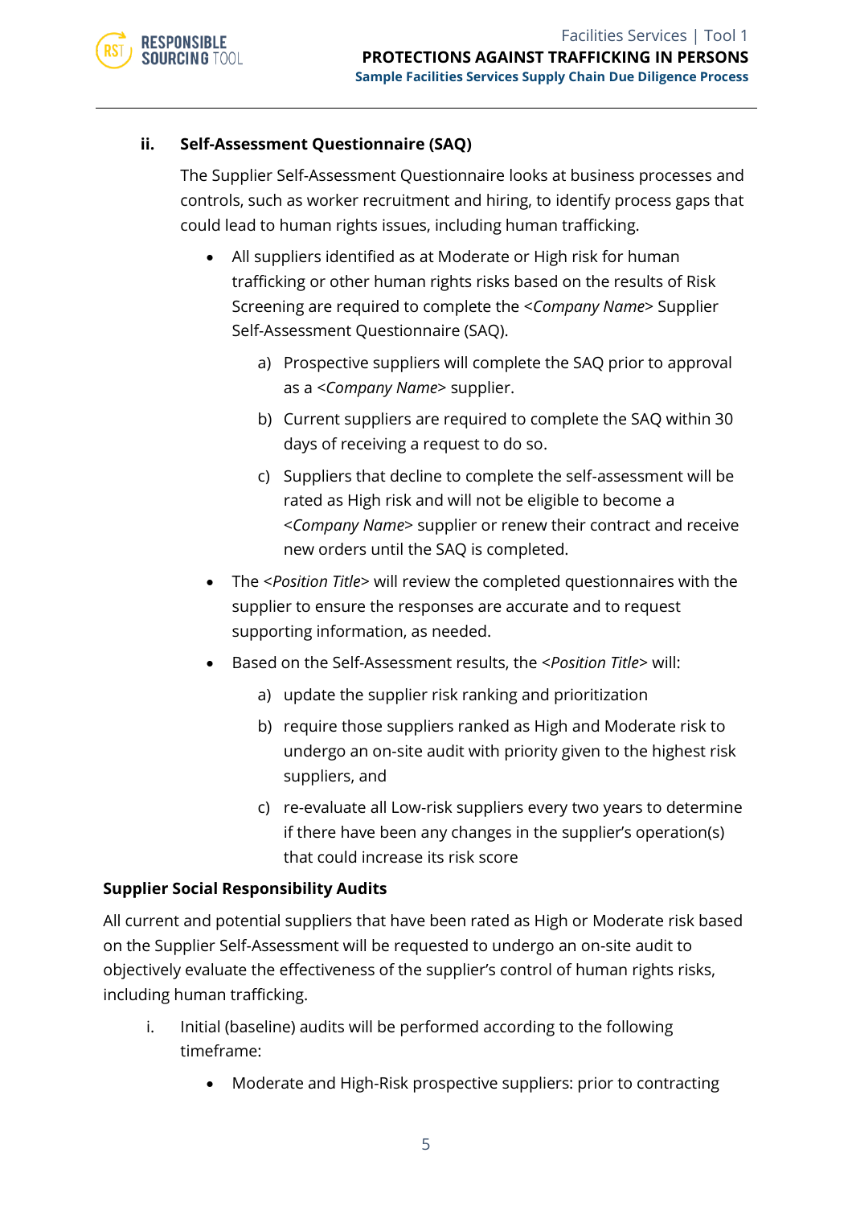**ii. Self-Assessment Questionnaire (SAQ)**

The Supplier Self-Assessment Questionnaire looks at business processes and controls, such as worker recruitment and hiring, to identify process gaps that could lead to human rights issues, including human trafficking.

- All suppliers identified as at Moderate or High risk for human trafficking or other human rights risks based on the results of Risk Screening are required to complete the <*Company Name*> Supplier Self-Assessment Questionnaire (SAQ).
  a) Prospective suppliers will complete the SAQ prior to approval as a <*Company Name*> supplier.
  b) Current suppliers are required to complete the SAQ within 30 days of receiving a request to do so.
  c) Suppliers that decline to complete the self-assessment will be rated as High risk and will not be eligible to become a <*Company Name*> supplier or renew their contract and receive new orders until the SAQ is completed.
- The <*Position Title*> will review the completed questionnaires with the supplier to ensure the responses are accurate and to request supporting information, as needed.
- Based on the Self-Assessment results, the <*Position Title*> will:
  a) update the supplier risk ranking and prioritization
  b) require those suppliers ranked as High and Moderate risk to undergo an on-site audit with priority given to the highest risk suppliers, and
  c) re-evaluate all Low-risk suppliers every two years to determine if there have been any changes in the supplier's operation(s) that could increase its risk score

**Supplier Social Responsibility Audits**

All current and potential suppliers that have been rated as High or Moderate risk based on the Supplier Self-Assessment will be requested to undergo an on-site audit to objectively evaluate the effectiveness of the supplier's control of human rights risks, including human trafficking.

i. Initial (baseline) audits will be performed according to the following timeframe:
   - Moderate and High-Risk prospective suppliers: prior to contracting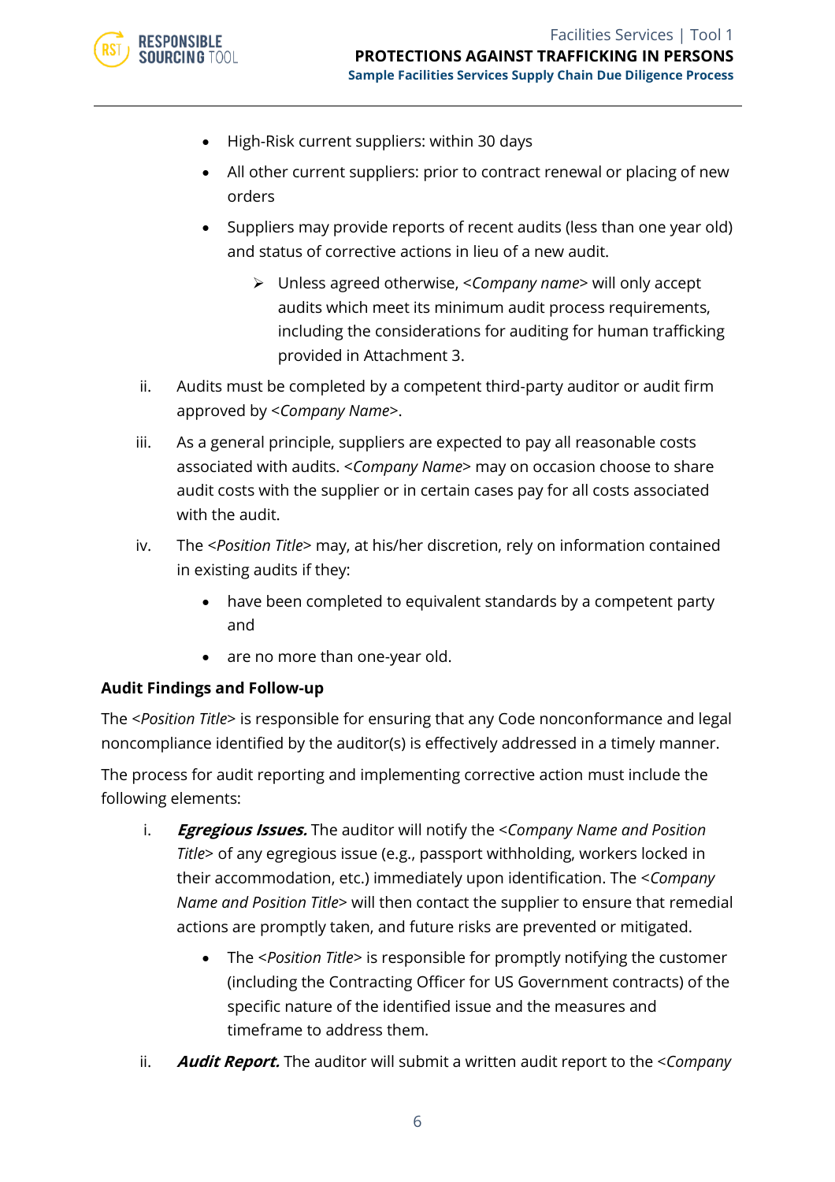- High-Risk current suppliers: within 30 days
- All other current suppliers: prior to contract renewal or placing of new orders
- Suppliers may provide reports of recent audits (less than one year old) and status of corrective actions in lieu of a new audit.
  - Unless agreed otherwise, <*Company name*> will only accept audits which meet its minimum audit process requirements, including the considerations for auditing for human trafficking provided in Attachment 3.

ii. Audits must be completed by a competent third-party auditor or audit firm approved by <*Company Name*>.

iii. As a general principle, suppliers are expected to pay all reasonable costs associated with audits. <*Company Name*> may on occasion choose to share audit costs with the supplier or in certain cases pay for all costs associated with the audit.

iv. The <*Position Title*> may, at his/her discretion, rely on information contained in existing audits if they:

- have been completed to equivalent standards by a competent party and
- are no more than one-year old.

**Audit Findings and Follow-up**

The <*Position Title*> is responsible for ensuring that any Code nonconformance and legal noncompliance identified by the auditor(s) is effectively addressed in a timely manner.

The process for audit reporting and implementing corrective action must include the following elements:

i. ***Egregious Issues.*** The auditor will notify the <*Company Name and Position Title*> of any egregious issue (e.g., passport withholding, workers locked in their accommodation, etc.) immediately upon identification. The <*Company Name and Position Title*> will then contact the supplier to ensure that remedial actions are promptly taken, and future risks are prevented or mitigated.

- The <*Position Title*> is responsible for promptly notifying the customer (including the Contracting Officer for US Government contracts) of the specific nature of the identified issue and the measures and timeframe to address them.

ii. ***Audit Report.*** The auditor will submit a written audit report to the <*Company*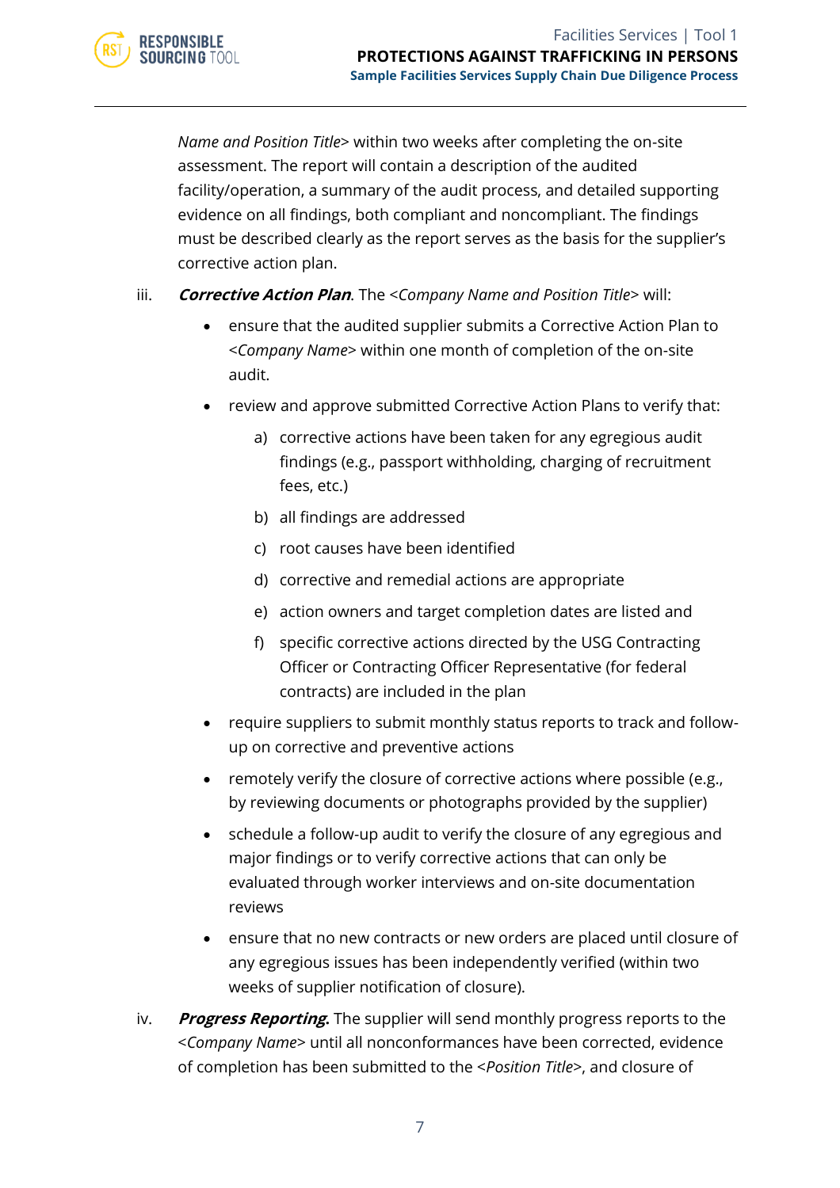*Name and Position Title*> within two weeks after completing the on-site assessment. The report will contain a description of the audited facility/operation, a summary of the audit process, and detailed supporting evidence on all findings, both compliant and noncompliant. The findings must be described clearly as the report serves as the basis for the supplier's corrective action plan.

iii. ***Corrective Action Plan***. The <*Company Name and Position Title*> will:

- ensure that the audited supplier submits a Corrective Action Plan to <*Company Name*> within one month of completion of the on-site audit.
- review and approve submitted Corrective Action Plans to verify that:
  a) corrective actions have been taken for any egregious audit findings (e.g., passport withholding, charging of recruitment fees, etc.)
  b) all findings are addressed
  c) root causes have been identified
  d) corrective and remedial actions are appropriate
  e) action owners and target completion dates are listed and
  f) specific corrective actions directed by the USG Contracting Officer or Contracting Officer Representative (for federal contracts) are included in the plan
- require suppliers to submit monthly status reports to track and follow-up on corrective and preventive actions
- remotely verify the closure of corrective actions where possible (e.g., by reviewing documents or photographs provided by the supplier)
- schedule a follow-up audit to verify the closure of any egregious and major findings or to verify corrective actions that can only be evaluated through worker interviews and on-site documentation reviews
- ensure that no new contracts or new orders are placed until closure of any egregious issues has been independently verified (within two weeks of supplier notification of closure).

iv. ***Progress Reporting.*** The supplier will send monthly progress reports to the <*Company Name*> until all nonconformances have been corrected, evidence of completion has been submitted to the <*Position Title*>, and closure of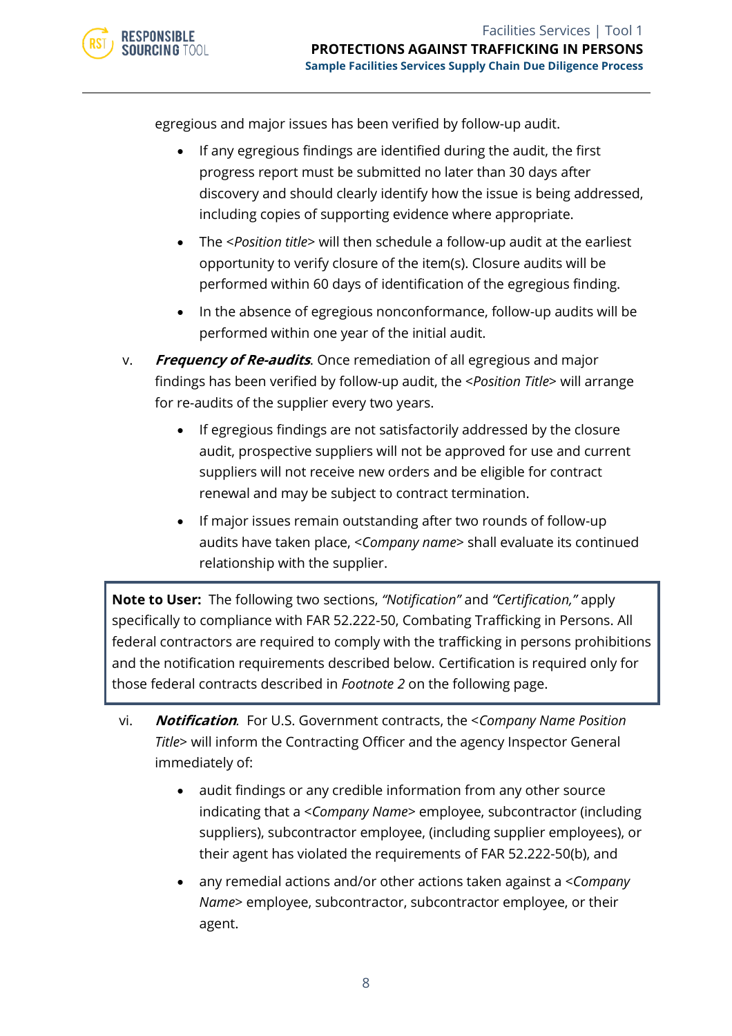egregious and major issues has been verified by follow-up audit.

- If any egregious findings are identified during the audit, the first progress report must be submitted no later than 30 days after discovery and should clearly identify how the issue is being addressed, including copies of supporting evidence where appropriate.
- The <*Position title*> will then schedule a follow-up audit at the earliest opportunity to verify closure of the item(s). Closure audits will be performed within 60 days of identification of the egregious finding.
- In the absence of egregious nonconformance, follow-up audits will be performed within one year of the initial audit.

v. ***Frequency of Re-audits***. Once remediation of all egregious and major findings has been verified by follow-up audit, the <*Position Title*> will arrange for re-audits of the supplier every two years.

- If egregious findings are not satisfactorily addressed by the closure audit, prospective suppliers will not be approved for use and current suppliers will not receive new orders and be eligible for contract renewal and may be subject to contract termination.
- If major issues remain outstanding after two rounds of follow-up audits have taken place, <*Company name*> shall evaluate its continued relationship with the supplier.

> **Note to User:** The following two sections, *"Notification"* and *"Certification,"* apply specifically to compliance with FAR 52.222-50, Combating Trafficking in Persons. All federal contractors are required to comply with the trafficking in persons prohibitions and the notification requirements described below. Certification is required only for those federal contracts described in *Footnote 2* on the following page.

vi. ***Notification***. For U.S. Government contracts, the <*Company Name Position Title*> will inform the Contracting Officer and the agency Inspector General immediately of:

- audit findings or any credible information from any other source indicating that a <*Company Name*> employee, subcontractor (including suppliers), subcontractor employee, (including supplier employees), or their agent has violated the requirements of FAR 52.222-50(b), and
- any remedial actions and/or other actions taken against a <*Company Name*> employee, subcontractor, subcontractor employee, or their agent.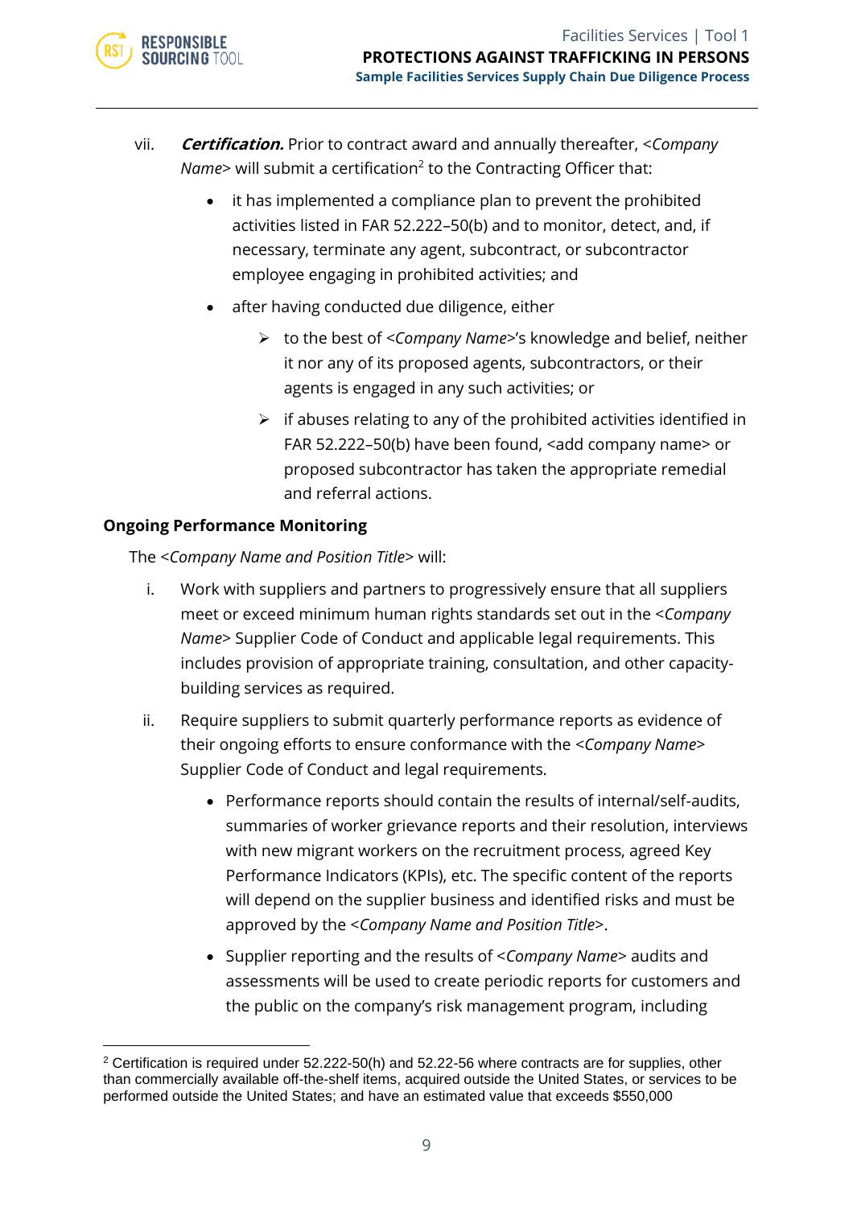vii. ***Certification.*** Prior to contract award and annually thereafter, <*Company Name*> will submit a certification[2] to the Contracting Officer that:

- it has implemented a compliance plan to prevent the prohibited activities listed in FAR 52.222–50(b) and to monitor, detect, and, if necessary, terminate any agent, subcontract, or subcontractor employee engaging in prohibited activities; and
- after having conducted due diligence, either
  - to the best of <*Company Name*>'s knowledge and belief, neither it nor any of its proposed agents, subcontractors, or their agents is engaged in any such activities; or
  - if abuses relating to any of the prohibited activities identified in FAR 52.222–50(b) have been found, <add company name> or proposed subcontractor has taken the appropriate remedial and referral actions.

**Ongoing Performance Monitoring**

The <*Company Name and Position Title*> will:

i. Work with suppliers and partners to progressively ensure that all suppliers meet or exceed minimum human rights standards set out in the <*Company Name*> Supplier Code of Conduct and applicable legal requirements. This includes provision of appropriate training, consultation, and other capacity-building services as required.

ii. Require suppliers to submit quarterly performance reports as evidence of their ongoing efforts to ensure conformance with the <*Company Name*> Supplier Code of Conduct and legal requirements.

- Performance reports should contain the results of internal/self-audits, summaries of worker grievance reports and their resolution, interviews with new migrant workers on the recruitment process, agreed Key Performance Indicators (KPIs), etc. The specific content of the reports will depend on the supplier business and identified risks and must be approved by the <*Company Name and Position Title*>.
- Supplier reporting and the results of <*Company Name*> audits and assessments will be used to create periodic reports for customers and the public on the company's risk management program, including

---

[2] Certification is required under 52.222-50(h) and 52.22-56 where contracts are for supplies, other than commercially available off-the-shelf items, acquired outside the United States, or services to be performed outside the United States; and have an estimated value that exceeds $550,000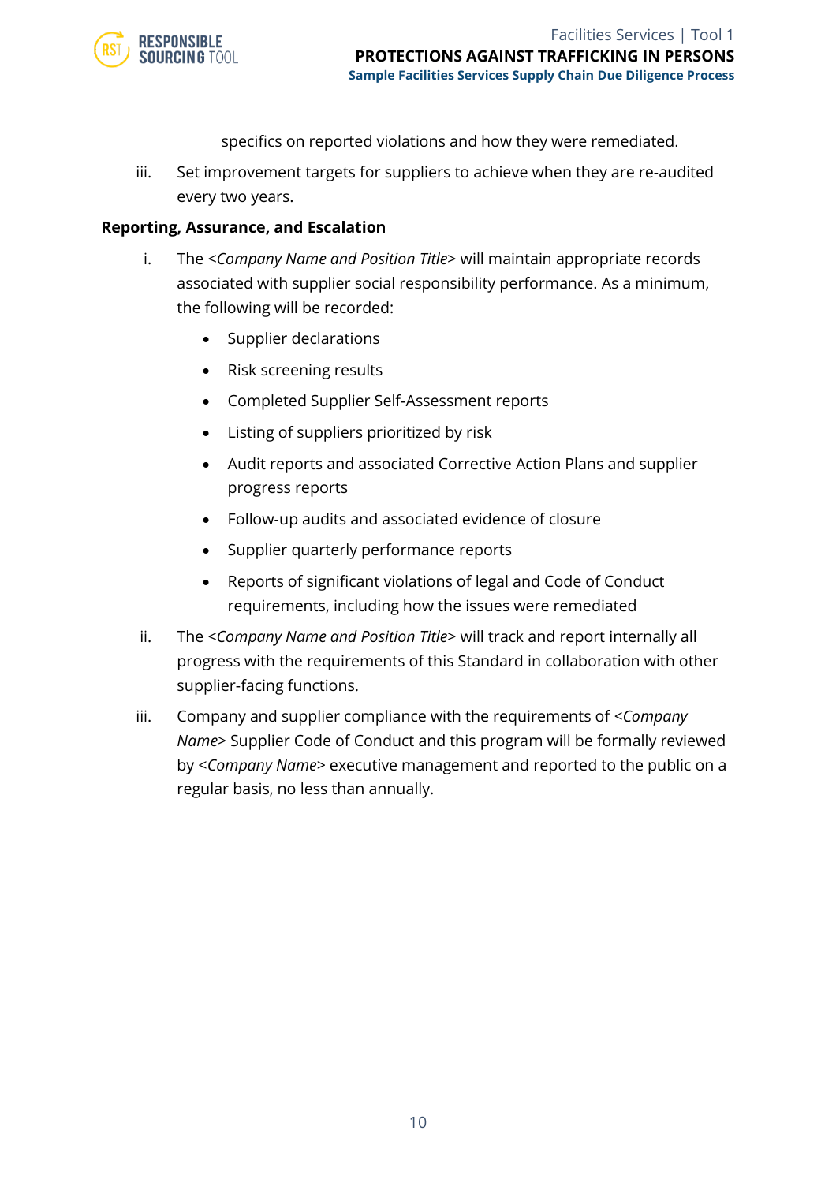specifics on reported violations and how they were remediated.

iii. Set improvement targets for suppliers to achieve when they are re-audited every two years.

**Reporting, Assurance, and Escalation**

i. The <*Company Name and Position Title*> will maintain appropriate records associated with supplier social responsibility performance. As a minimum, the following will be recorded:

- Supplier declarations
- Risk screening results
- Completed Supplier Self-Assessment reports
- Listing of suppliers prioritized by risk
- Audit reports and associated Corrective Action Plans and supplier progress reports
- Follow-up audits and associated evidence of closure
- Supplier quarterly performance reports
- Reports of significant violations of legal and Code of Conduct requirements, including how the issues were remediated

ii. The <*Company Name and Position Title*> will track and report internally all progress with the requirements of this Standard in collaboration with other supplier-facing functions.

iii. Company and supplier compliance with the requirements of <*Company Name*> Supplier Code of Conduct and this program will be formally reviewed by <*Company Name*> executive management and reported to the public on a regular basis, no less than annually.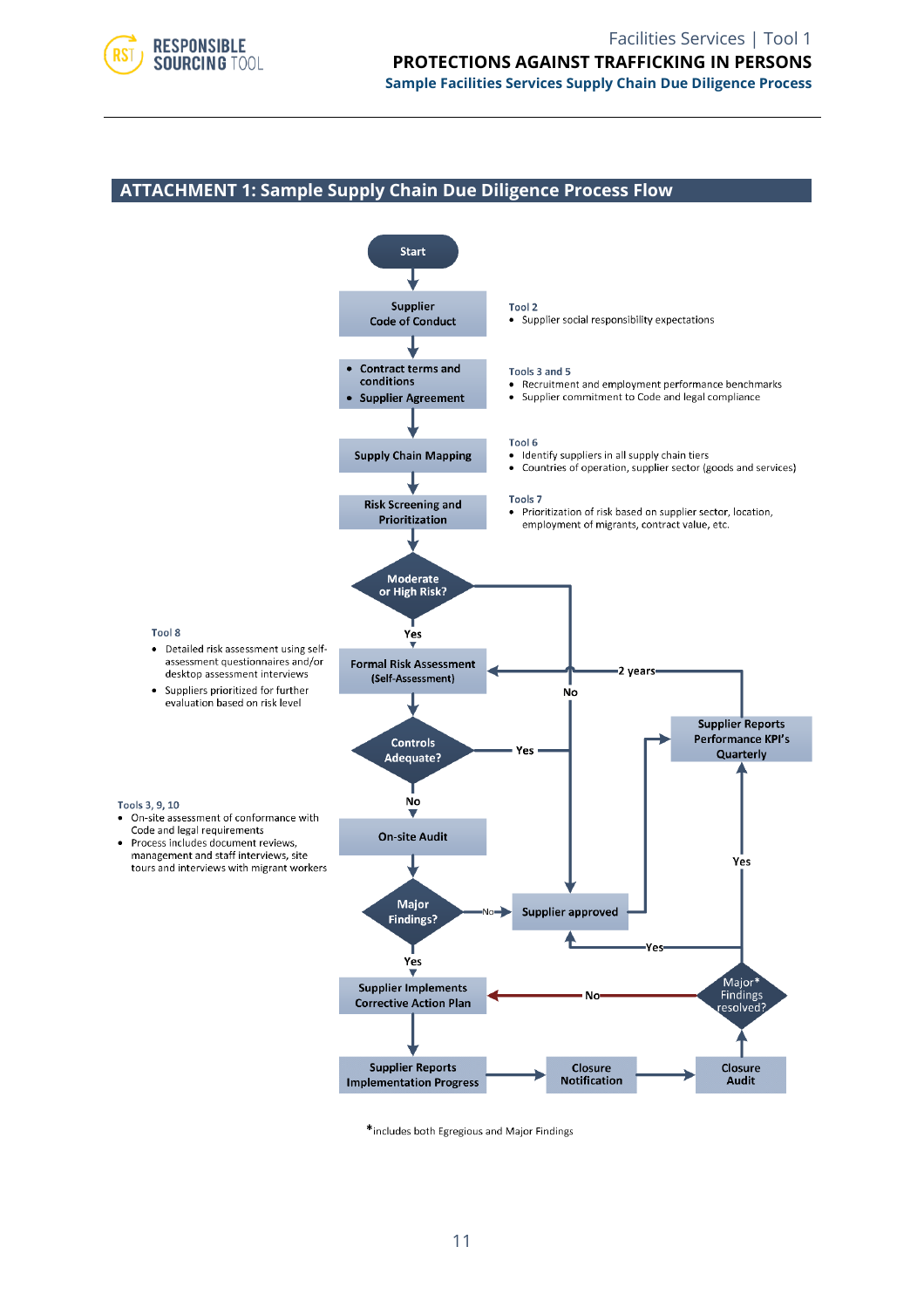## ATTACHMENT 1: Sample Supply Chain Due Diligence Process Flow

Start

**Supplier Code of Conduct**

Tool 2
- Supplier social responsibility expectations

- **Contract terms and conditions**
- **Supplier Agreement**

Tools 3 and 5
- Recruitment and employment performance benchmarks
- Supplier commitment to Code and legal compliance

**Supply Chain Mapping**

Tool 6
- Identify suppliers in all supply chain tiers
- Countries of operation, supplier sector (goods and services)

**Risk Screening and Prioritization**

Tools 7
- Prioritization of risk based on supplier sector, location, employment of migrants, contract value, etc.

**Moderate or High Risk?** — Yes → Formal Risk Assessment; No → Supplier approved

**Formal Risk Assessment (Self-Assessment)**

Tool 8
- Detailed risk assessment using self-assessment questionnaires and/or desktop assessment interviews
- Suppliers prioritized for further evaluation based on risk level

**Controls Adequate?** — Yes → Supplier approved; No → On-site Audit

**On-site Audit**

Tools 3, 9, 10
- On-site assessment of conformance with Code and legal requirements
- Process includes document reviews, management and staff interviews, site tours and interviews with migrant workers

**Major Findings?** — No → Supplier approved; Yes → Supplier Implements Corrective Action Plan

**Supplier approved** → Supplier Reports Performance KPI's Quarterly

**Supplier Reports Performance KPI's Quarterly** — 2 years → Formal Risk Assessment (Self-Assessment)

**Supplier Implements Corrective Action Plan** → **Supplier Reports Implementation Progress** → **Closure Notification** → **Closure Audit**

**Closure Audit** → **Major* Findings resolved?** — Yes → Supplier approved / Supplier Reports Performance KPI's Quarterly; No → Supplier Implements Corrective Action Plan

*includes both Egregious and Major Findings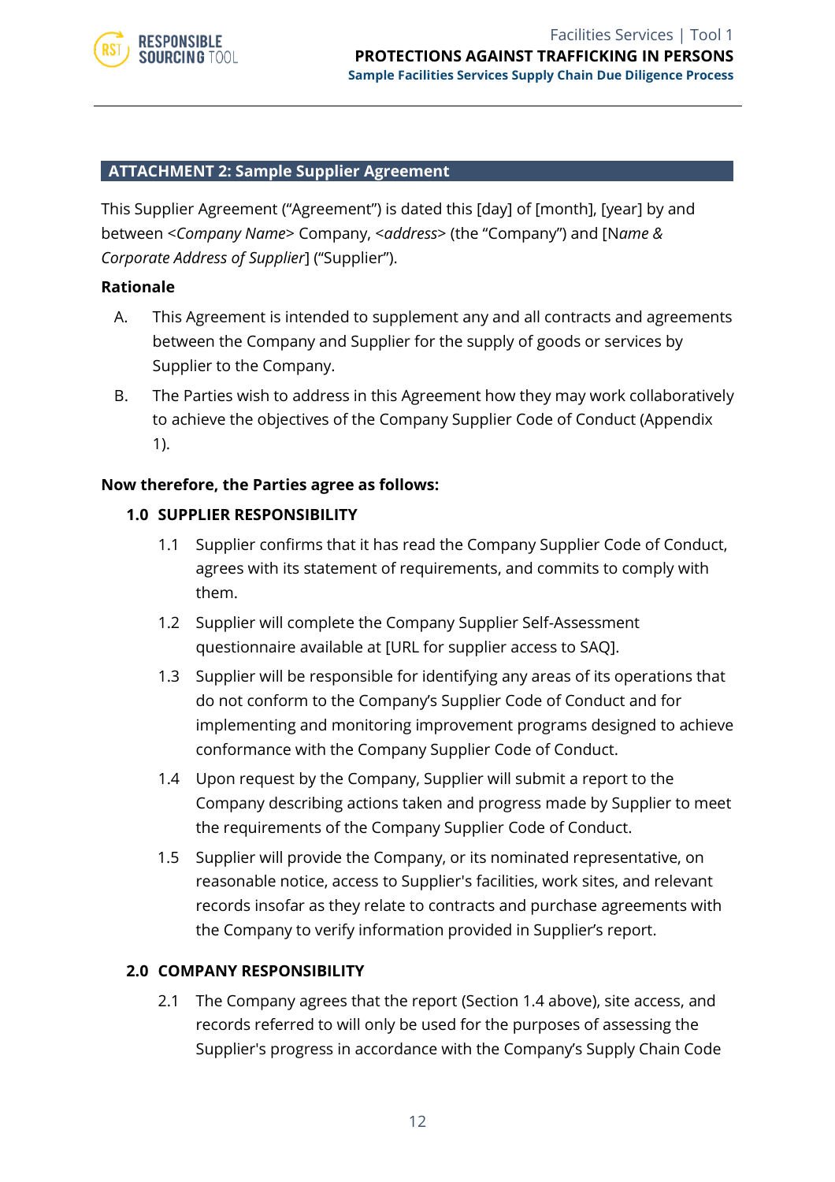## ATTACHMENT 2: Sample Supplier Agreement

This Supplier Agreement ("Agreement") is dated this [day] of [month], [year] by and between <*Company Name*> Company, <*address*> (the "Company") and [N*ame & Corporate Address of Supplier*] ("Supplier").

**Rationale**

A. This Agreement is intended to supplement any and all contracts and agreements between the Company and Supplier for the supply of goods or services by Supplier to the Company.

B. The Parties wish to address in this Agreement how they may work collaboratively to achieve the objectives of the Company Supplier Code of Conduct (Appendix 1).

**Now therefore, the Parties agree as follows:**

### 1.0 SUPPLIER RESPONSIBILITY

1.1 Supplier confirms that it has read the Company Supplier Code of Conduct, agrees with its statement of requirements, and commits to comply with them.

1.2 Supplier will complete the Company Supplier Self-Assessment questionnaire available at [URL for supplier access to SAQ].

1.3 Supplier will be responsible for identifying any areas of its operations that do not conform to the Company's Supplier Code of Conduct and for implementing and monitoring improvement programs designed to achieve conformance with the Company Supplier Code of Conduct.

1.4 Upon request by the Company, Supplier will submit a report to the Company describing actions taken and progress made by Supplier to meet the requirements of the Company Supplier Code of Conduct.

1.5 Supplier will provide the Company, or its nominated representative, on reasonable notice, access to Supplier's facilities, work sites, and relevant records insofar as they relate to contracts and purchase agreements with the Company to verify information provided in Supplier's report.

### 2.0 COMPANY RESPONSIBILITY

2.1 The Company agrees that the report (Section 1.4 above), site access, and records referred to will only be used for the purposes of assessing the Supplier's progress in accordance with the Company's Supply Chain Code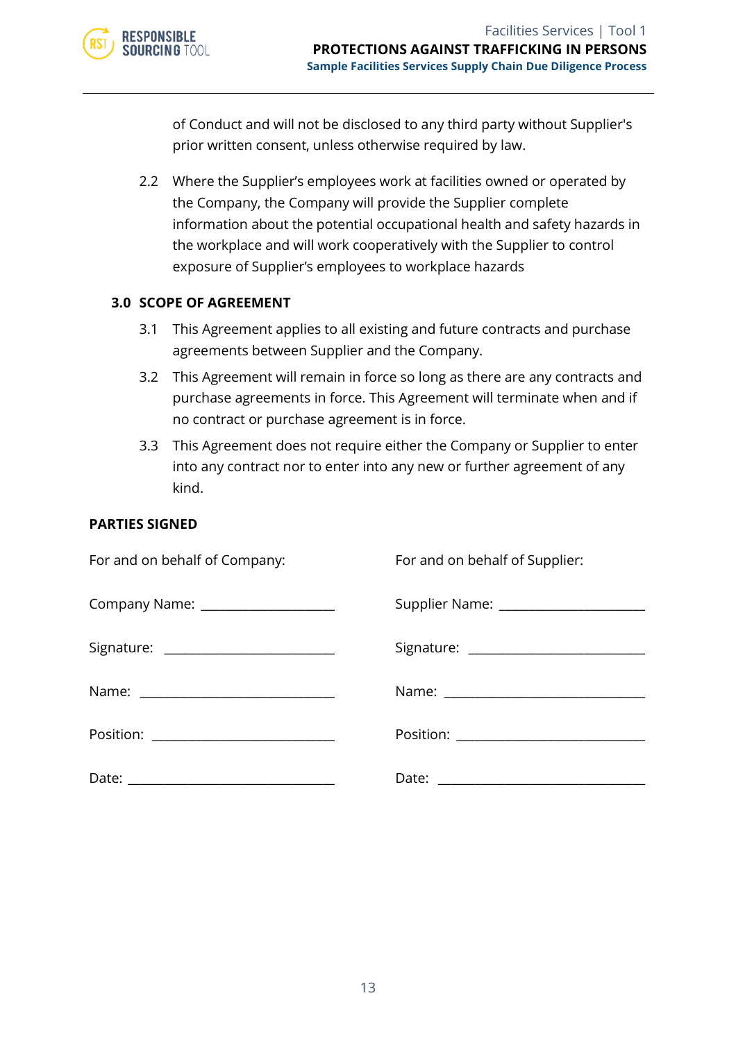of Conduct and will not be disclosed to any third party without Supplier's prior written consent, unless otherwise required by law.

2.2 Where the Supplier's employees work at facilities owned or operated by the Company, the Company will provide the Supplier complete information about the potential occupational health and safety hazards in the workplace and will work cooperatively with the Supplier to control exposure of Supplier's employees to workplace hazards

### 3.0 SCOPE OF AGREEMENT

3.1 This Agreement applies to all existing and future contracts and purchase agreements between Supplier and the Company.

3.2 This Agreement will remain in force so long as there are any contracts and purchase agreements in force. This Agreement will terminate when and if no contract or purchase agreement is in force.

3.3 This Agreement does not require either the Company or Supplier to enter into any contract nor to enter into any new or further agreement of any kind.

### PARTIES SIGNED

For and on behalf of Company:

Company Name: ____________________

Signature: ____________________

Name: ____________________

Position: ____________________

Date: ____________________

For and on behalf of Supplier:

Supplier Name: ____________________

Signature: ____________________

Name: ____________________

Position: ____________________

Date: ____________________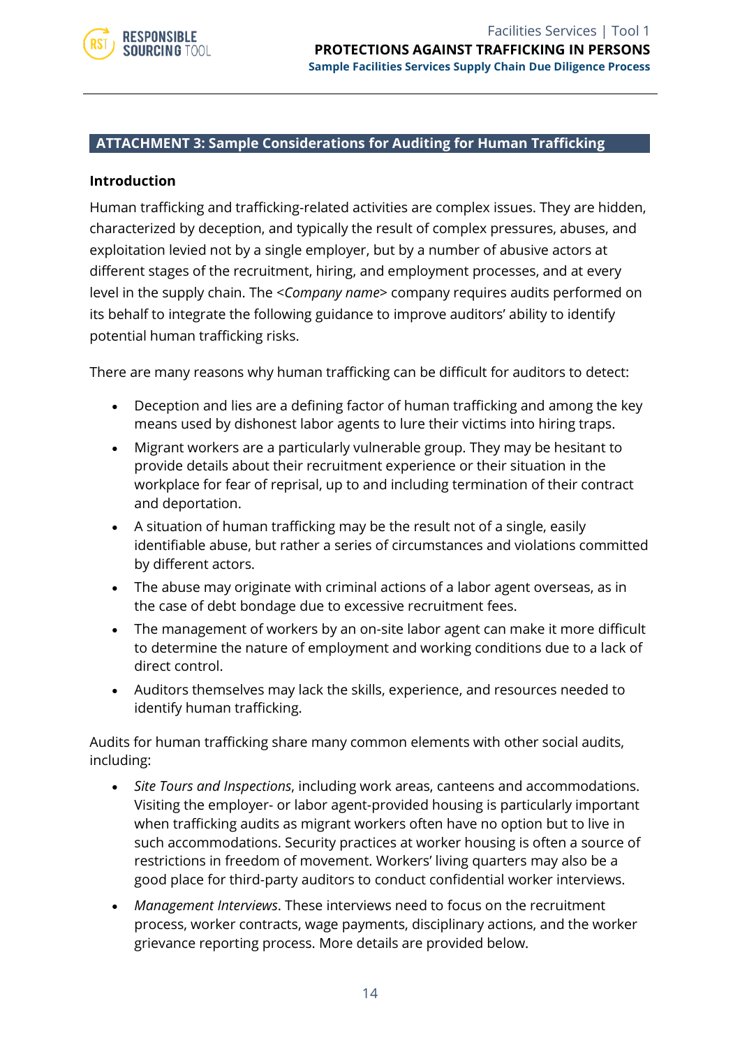## ATTACHMENT 3: Sample Considerations for Auditing for Human Trafficking

### Introduction

Human trafficking and trafficking-related activities are complex issues. They are hidden, characterized by deception, and typically the result of complex pressures, abuses, and exploitation levied not by a single employer, but by a number of abusive actors at different stages of the recruitment, hiring, and employment processes, and at every level in the supply chain. The <*Company name*> company requires audits performed on its behalf to integrate the following guidance to improve auditors' ability to identify potential human trafficking risks.

There are many reasons why human trafficking can be difficult for auditors to detect:

- Deception and lies are a defining factor of human trafficking and among the key means used by dishonest labor agents to lure their victims into hiring traps.
- Migrant workers are a particularly vulnerable group. They may be hesitant to provide details about their recruitment experience or their situation in the workplace for fear of reprisal, up to and including termination of their contract and deportation.
- A situation of human trafficking may be the result not of a single, easily identifiable abuse, but rather a series of circumstances and violations committed by different actors.
- The abuse may originate with criminal actions of a labor agent overseas, as in the case of debt bondage due to excessive recruitment fees.
- The management of workers by an on-site labor agent can make it more difficult to determine the nature of employment and working conditions due to a lack of direct control.
- Auditors themselves may lack the skills, experience, and resources needed to identify human trafficking.

Audits for human trafficking share many common elements with other social audits, including:

- *Site Tours and Inspections*, including work areas, canteens and accommodations. Visiting the employer- or labor agent-provided housing is particularly important when trafficking audits as migrant workers often have no option but to live in such accommodations. Security practices at worker housing is often a source of restrictions in freedom of movement. Workers' living quarters may also be a good place for third-party auditors to conduct confidential worker interviews.
- *Management Interviews*. These interviews need to focus on the recruitment process, worker contracts, wage payments, disciplinary actions, and the worker grievance reporting process. More details are provided below.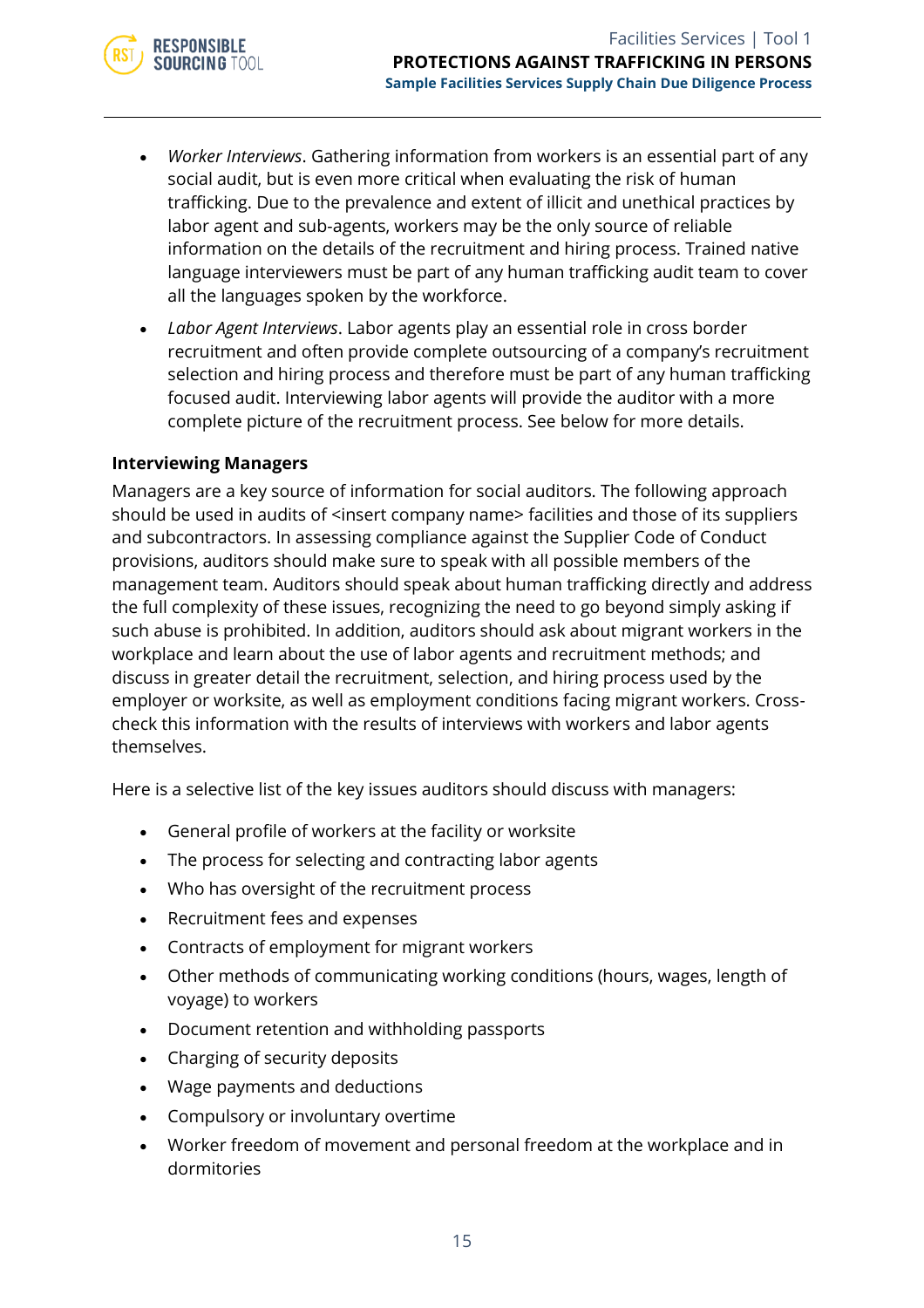- *Worker Interviews*. Gathering information from workers is an essential part of any social audit, but is even more critical when evaluating the risk of human trafficking. Due to the prevalence and extent of illicit and unethical practices by labor agent and sub-agents, workers may be the only source of reliable information on the details of the recruitment and hiring process. Trained native language interviewers must be part of any human trafficking audit team to cover all the languages spoken by the workforce.
- *Labor Agent Interviews*. Labor agents play an essential role in cross border recruitment and often provide complete outsourcing of a company's recruitment selection and hiring process and therefore must be part of any human trafficking focused audit. Interviewing labor agents will provide the auditor with a more complete picture of the recruitment process. See below for more details.

**Interviewing Managers**

Managers are a key source of information for social auditors. The following approach should be used in audits of <insert company name> facilities and those of its suppliers and subcontractors. In assessing compliance against the Supplier Code of Conduct provisions, auditors should make sure to speak with all possible members of the management team. Auditors should speak about human trafficking directly and address the full complexity of these issues, recognizing the need to go beyond simply asking if such abuse is prohibited. In addition, auditors should ask about migrant workers in the workplace and learn about the use of labor agents and recruitment methods; and discuss in greater detail the recruitment, selection, and hiring process used by the employer or worksite, as well as employment conditions facing migrant workers. Cross-check this information with the results of interviews with workers and labor agents themselves.

Here is a selective list of the key issues auditors should discuss with managers:

- General profile of workers at the facility or worksite
- The process for selecting and contracting labor agents
- Who has oversight of the recruitment process
- Recruitment fees and expenses
- Contracts of employment for migrant workers
- Other methods of communicating working conditions (hours, wages, length of voyage) to workers
- Document retention and withholding passports
- Charging of security deposits
- Wage payments and deductions
- Compulsory or involuntary overtime
- Worker freedom of movement and personal freedom at the workplace and in dormitories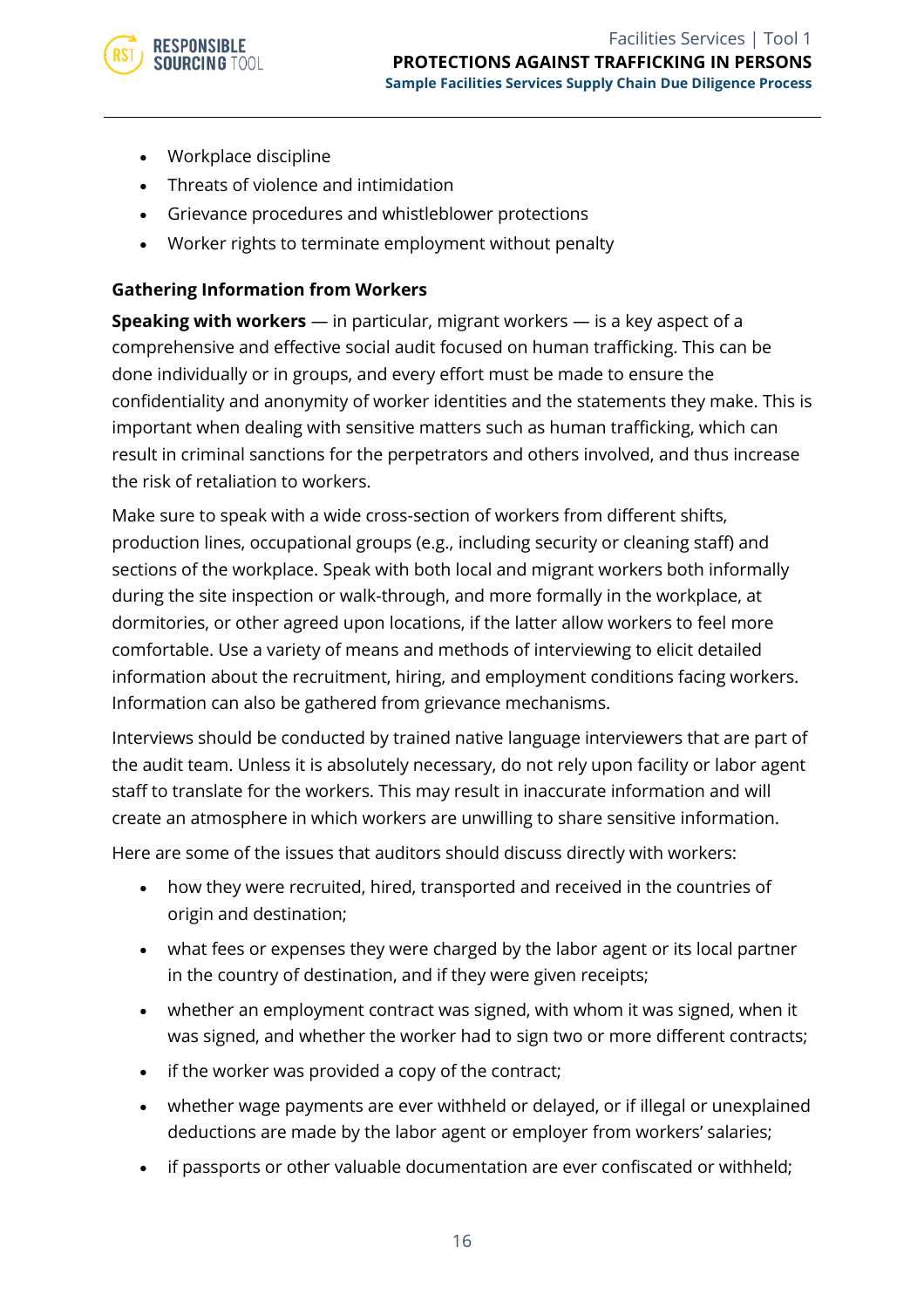- Workplace discipline
- Threats of violence and intimidation
- Grievance procedures and whistleblower protections
- Worker rights to terminate employment without penalty

**Gathering Information from Workers**

**Speaking with workers** — in particular, migrant workers — is a key aspect of a comprehensive and effective social audit focused on human trafficking. This can be done individually or in groups, and every effort must be made to ensure the confidentiality and anonymity of worker identities and the statements they make. This is important when dealing with sensitive matters such as human trafficking, which can result in criminal sanctions for the perpetrators and others involved, and thus increase the risk of retaliation to workers.

Make sure to speak with a wide cross-section of workers from different shifts, production lines, occupational groups (e.g., including security or cleaning staff) and sections of the workplace. Speak with both local and migrant workers both informally during the site inspection or walk-through, and more formally in the workplace, at dormitories, or other agreed upon locations, if the latter allow workers to feel more comfortable. Use a variety of means and methods of interviewing to elicit detailed information about the recruitment, hiring, and employment conditions facing workers. Information can also be gathered from grievance mechanisms.

Interviews should be conducted by trained native language interviewers that are part of the audit team. Unless it is absolutely necessary, do not rely upon facility or labor agent staff to translate for the workers. This may result in inaccurate information and will create an atmosphere in which workers are unwilling to share sensitive information.

Here are some of the issues that auditors should discuss directly with workers:

- how they were recruited, hired, transported and received in the countries of origin and destination;
- what fees or expenses they were charged by the labor agent or its local partner in the country of destination, and if they were given receipts;
- whether an employment contract was signed, with whom it was signed, when it was signed, and whether the worker had to sign two or more different contracts;
- if the worker was provided a copy of the contract;
- whether wage payments are ever withheld or delayed, or if illegal or unexplained deductions are made by the labor agent or employer from workers' salaries;
- if passports or other valuable documentation are ever confiscated or withheld;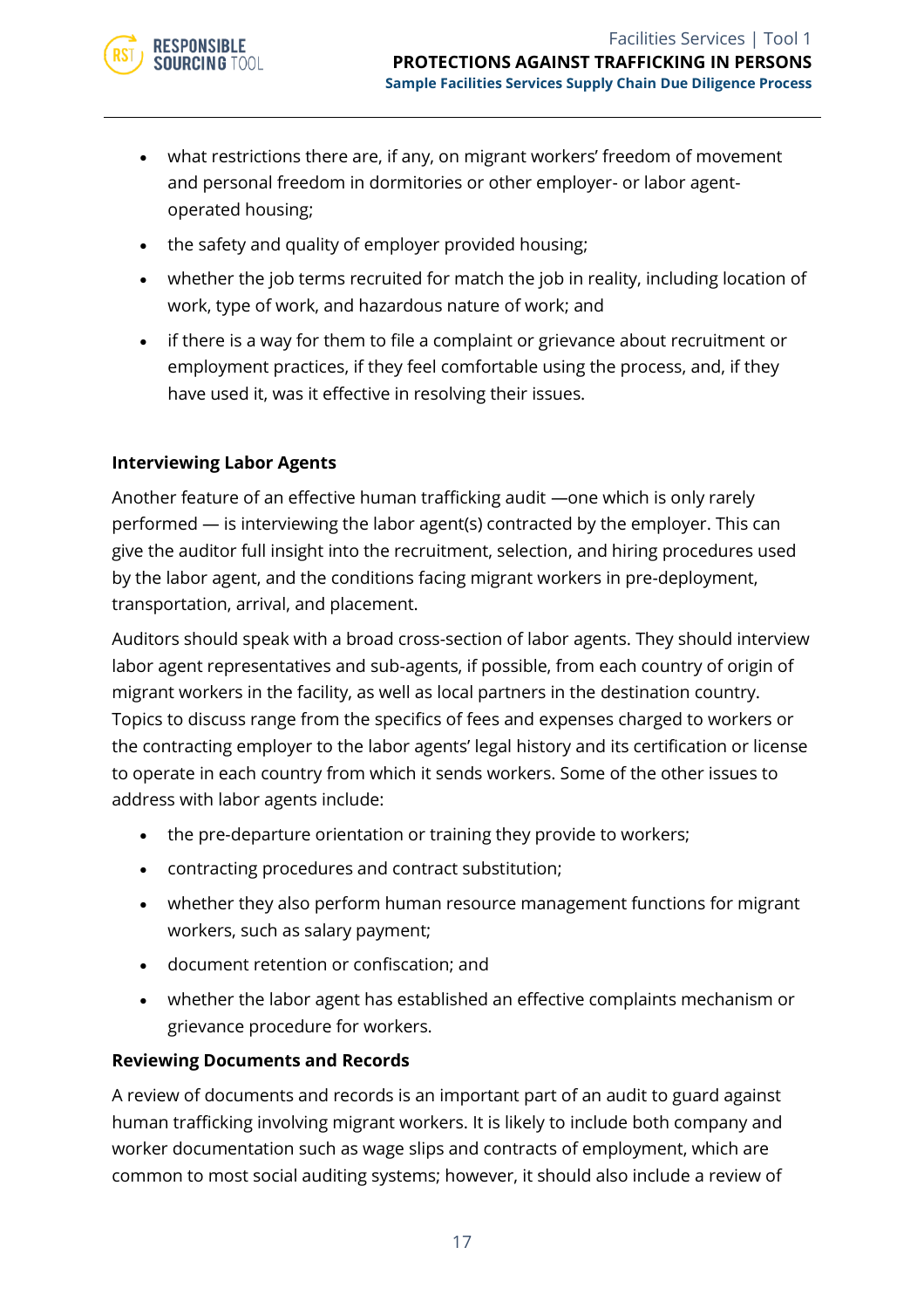- what restrictions there are, if any, on migrant workers' freedom of movement and personal freedom in dormitories or other employer- or labor agent-operated housing;
- the safety and quality of employer provided housing;
- whether the job terms recruited for match the job in reality, including location of work, type of work, and hazardous nature of work; and
- if there is a way for them to file a complaint or grievance about recruitment or employment practices, if they feel comfortable using the process, and, if they have used it, was it effective in resolving their issues.

**Interviewing Labor Agents**

Another feature of an effective human trafficking audit —one which is only rarely performed — is interviewing the labor agent(s) contracted by the employer. This can give the auditor full insight into the recruitment, selection, and hiring procedures used by the labor agent, and the conditions facing migrant workers in pre-deployment, transportation, arrival, and placement.

Auditors should speak with a broad cross-section of labor agents. They should interview labor agent representatives and sub-agents, if possible, from each country of origin of migrant workers in the facility, as well as local partners in the destination country. Topics to discuss range from the specifics of fees and expenses charged to workers or the contracting employer to the labor agents' legal history and its certification or license to operate in each country from which it sends workers. Some of the other issues to address with labor agents include:

- the pre-departure orientation or training they provide to workers;
- contracting procedures and contract substitution;
- whether they also perform human resource management functions for migrant workers, such as salary payment;
- document retention or confiscation; and
- whether the labor agent has established an effective complaints mechanism or grievance procedure for workers.

**Reviewing Documents and Records**

A review of documents and records is an important part of an audit to guard against human trafficking involving migrant workers. It is likely to include both company and worker documentation such as wage slips and contracts of employment, which are common to most social auditing systems; however, it should also include a review of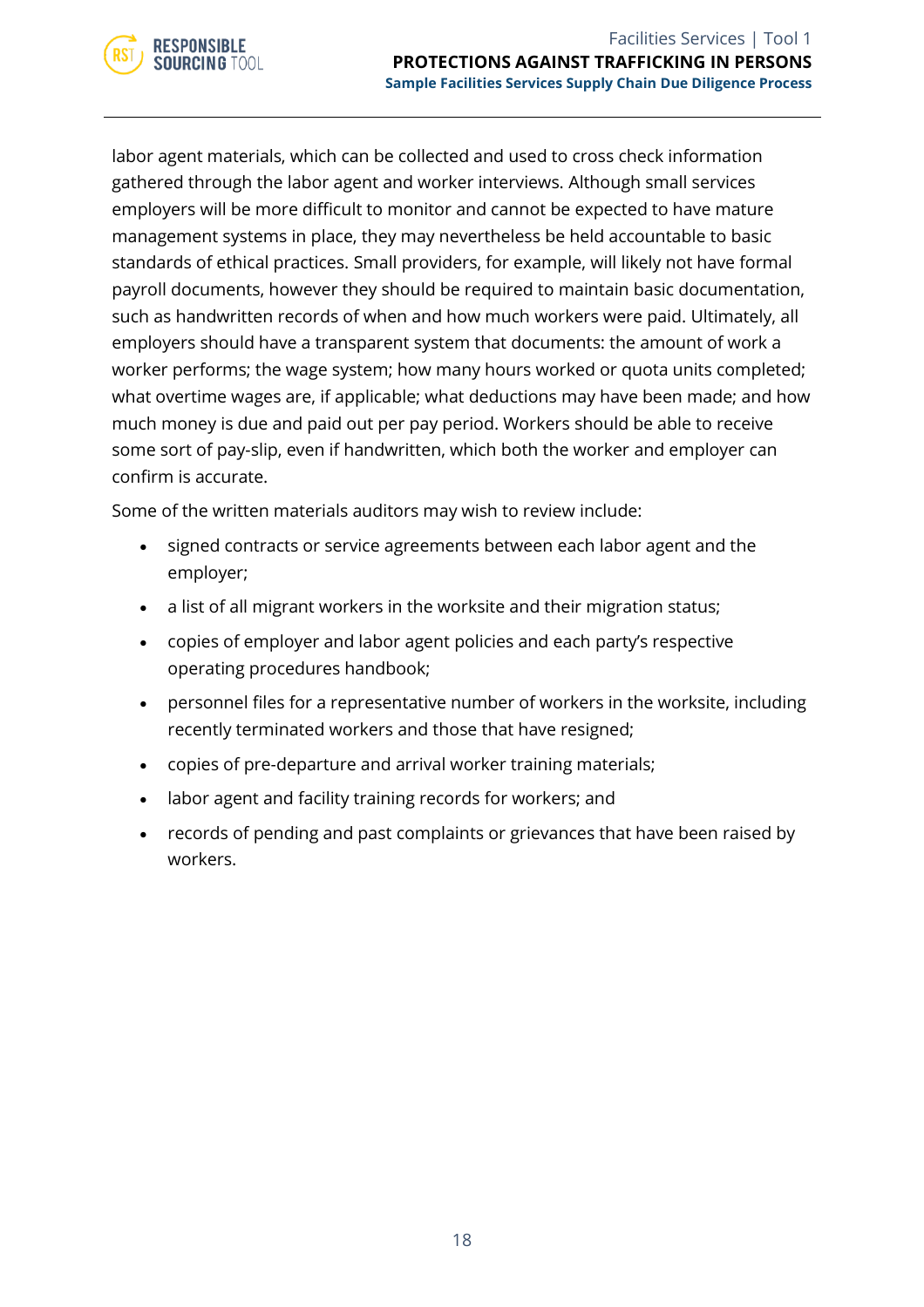labor agent materials, which can be collected and used to cross check information gathered through the labor agent and worker interviews. Although small services employers will be more difficult to monitor and cannot be expected to have mature management systems in place, they may nevertheless be held accountable to basic standards of ethical practices. Small providers, for example, will likely not have formal payroll documents, however they should be required to maintain basic documentation, such as handwritten records of when and how much workers were paid. Ultimately, all employers should have a transparent system that documents: the amount of work a worker performs; the wage system; how many hours worked or quota units completed; what overtime wages are, if applicable; what deductions may have been made; and how much money is due and paid out per pay period. Workers should be able to receive some sort of pay-slip, even if handwritten, which both the worker and employer can confirm is accurate.

Some of the written materials auditors may wish to review include:

- signed contracts or service agreements between each labor agent and the employer;
- a list of all migrant workers in the worksite and their migration status;
- copies of employer and labor agent policies and each party's respective operating procedures handbook;
- personnel files for a representative number of workers in the worksite, including recently terminated workers and those that have resigned;
- copies of pre-departure and arrival worker training materials;
- labor agent and facility training records for workers; and
- records of pending and past complaints or grievances that have been raised by workers.